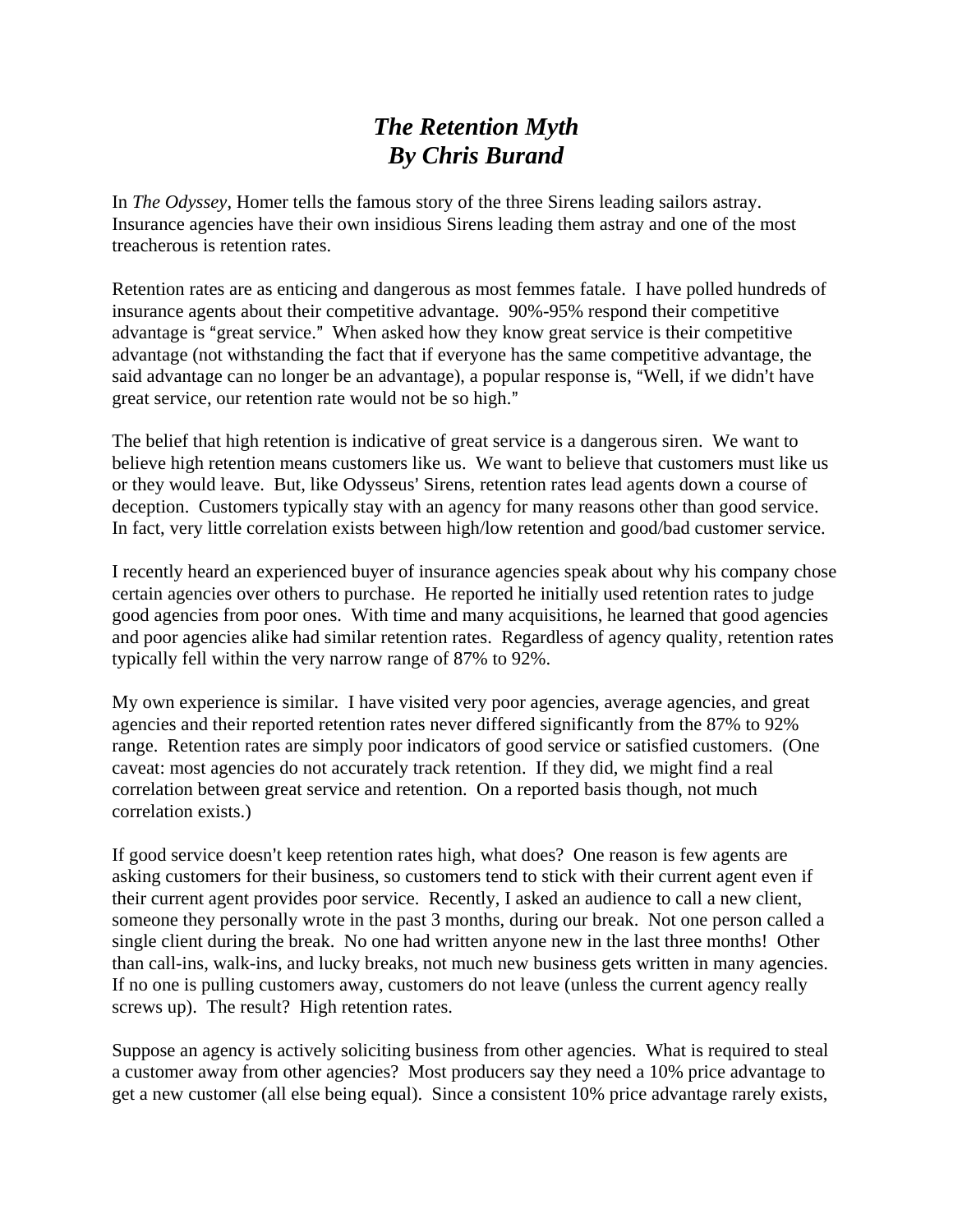# *The Retention Myth*
# *By Chris Burand*

In *The Odyssey*, Homer tells the famous story of the three Sirens leading sailors astray. Insurance agencies have their own insidious Sirens leading them astray and one of the most treacherous is retention rates.

Retention rates are as enticing and dangerous as most femmes fatale. I have polled hundreds of insurance agents about their competitive advantage. 90%-95% respond their competitive advantage is "great service." When asked how they know great service is their competitive advantage (not withstanding the fact that if everyone has the same competitive advantage, the said advantage can no longer be an advantage), a popular response is, "Well, if we didn't have great service, our retention rate would not be so high."

The belief that high retention is indicative of great service is a dangerous siren. We want to believe high retention means customers like us. We want to believe that customers must like us or they would leave. But, like Odysseus' Sirens, retention rates lead agents down a course of deception. Customers typically stay with an agency for many reasons other than good service. In fact, very little correlation exists between high/low retention and good/bad customer service.

I recently heard an experienced buyer of insurance agencies speak about why his company chose certain agencies over others to purchase. He reported he initially used retention rates to judge good agencies from poor ones. With time and many acquisitions, he learned that good agencies and poor agencies alike had similar retention rates. Regardless of agency quality, retention rates typically fell within the very narrow range of 87% to 92%.

My own experience is similar. I have visited very poor agencies, average agencies, and great agencies and their reported retention rates never differed significantly from the 87% to 92% range. Retention rates are simply poor indicators of good service or satisfied customers. (One caveat: most agencies do not accurately track retention. If they did, we might find a real correlation between great service and retention. On a reported basis though, not much correlation exists.)

If good service doesn't keep retention rates high, what does? One reason is few agents are asking customers for their business, so customers tend to stick with their current agent even if their current agent provides poor service. Recently, I asked an audience to call a new client, someone they personally wrote in the past 3 months, during our break. Not one person called a single client during the break. No one had written anyone new in the last three months! Other than call-ins, walk-ins, and lucky breaks, not much new business gets written in many agencies. If no one is pulling customers away, customers do not leave (unless the current agency really screws up). The result? High retention rates.

Suppose an agency is actively soliciting business from other agencies. What is required to steal a customer away from other agencies? Most producers say they need a 10% price advantage to get a new customer (all else being equal). Since a consistent 10% price advantage rarely exists,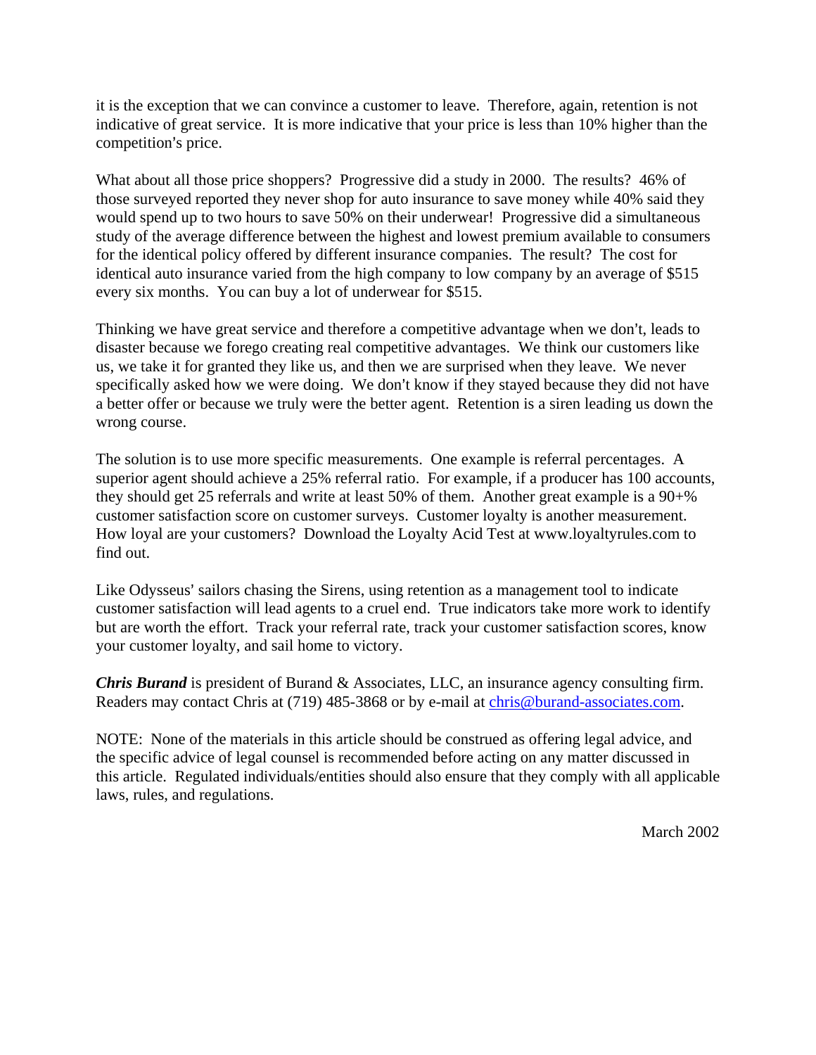it is the exception that we can convince a customer to leave. Therefore, again, retention is not indicative of great service. It is more indicative that your price is less than 10% higher than the competition's price.

What about all those price shoppers? Progressive did a study in 2000. The results? 46% of those surveyed reported they never shop for auto insurance to save money while 40% said they would spend up to two hours to save 50% on their underwear! Progressive did a simultaneous study of the average difference between the highest and lowest premium available to consumers for the identical policy offered by different insurance companies. The result? The cost for identical auto insurance varied from the high company to low company by an average of $515 every six months. You can buy a lot of underwear for $515.

Thinking we have great service and therefore a competitive advantage when we don't, leads to disaster because we forego creating real competitive advantages. We think our customers like us, we take it for granted they like us, and then we are surprised when they leave. We never specifically asked how we were doing. We don't know if they stayed because they did not have a better offer or because we truly were the better agent. Retention is a siren leading us down the wrong course.

The solution is to use more specific measurements. One example is referral percentages. A superior agent should achieve a 25% referral ratio. For example, if a producer has 100 accounts, they should get 25 referrals and write at least 50% of them. Another great example is a 90+% customer satisfaction score on customer surveys. Customer loyalty is another measurement. How loyal are your customers? Download the Loyalty Acid Test at www.loyaltyrules.com to find out.

Like Odysseus' sailors chasing the Sirens, using retention as a management tool to indicate customer satisfaction will lead agents to a cruel end. True indicators take more work to identify but are worth the effort. Track your referral rate, track your customer satisfaction scores, know your customer loyalty, and sail home to victory.

***Chris Burand*** is president of Burand & Associates, LLC, an insurance agency consulting firm. Readers may contact Chris at (719) 485-3868 or by e-mail at chris@burand-associates.com.

NOTE: None of the materials in this article should be construed as offering legal advice, and the specific advice of legal counsel is recommended before acting on any matter discussed in this article. Regulated individuals/entities should also ensure that they comply with all applicable laws, rules, and regulations.

March 2002